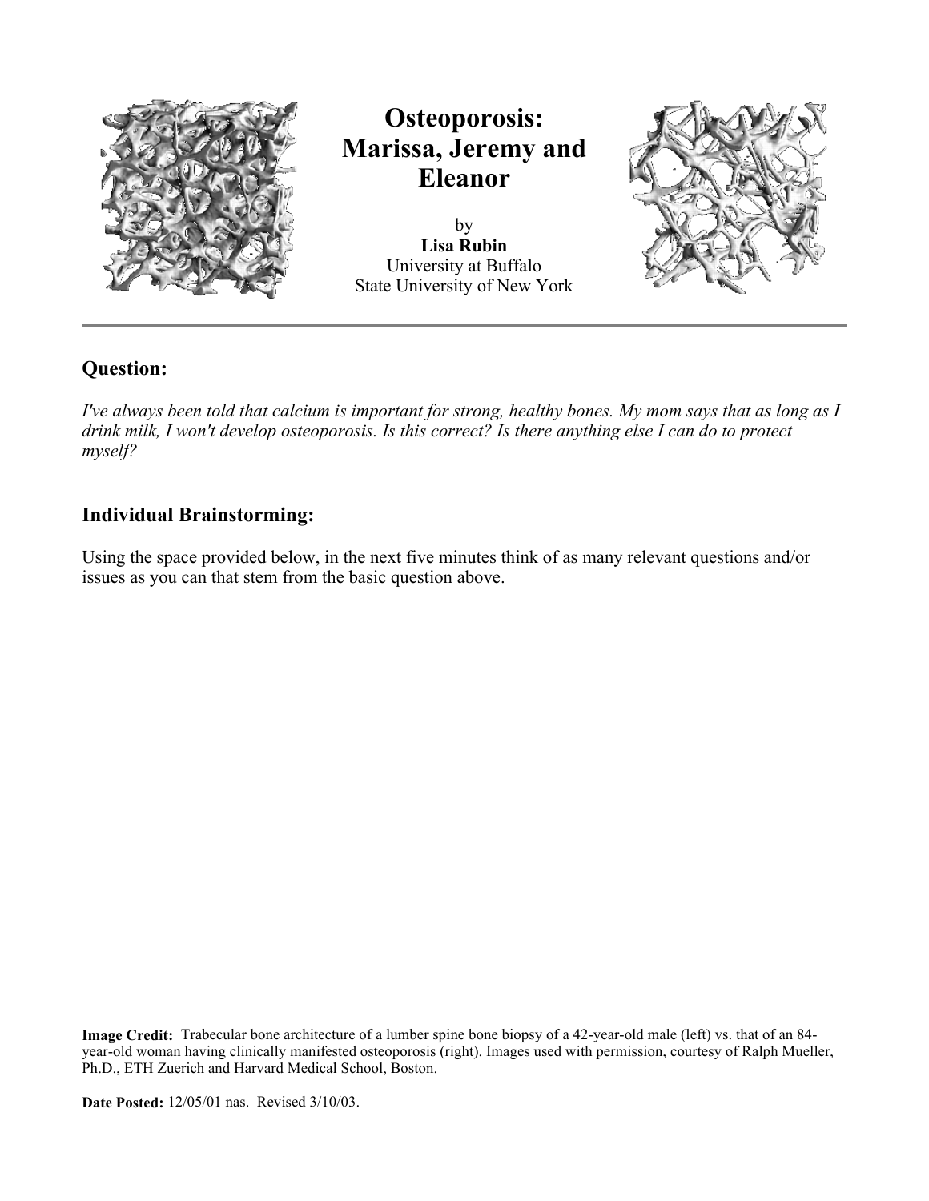# Osteoporosis: Marissa, Jeremy and Eleanor

by
**Lisa Rubin**
University at Buffalo
State University of New York

---

## Question:

*I've always been told that calcium is important for strong, healthy bones. My mom says that as long as I drink milk, I won't develop osteoporosis. Is this correct? Is there anything else I can do to protect myself?*

## Individual Brainstorming:

Using the space provided below, in the next five minutes think of as many relevant questions and/or issues as you can that stem from the basic question above.

**Image Credit:** Trabecular bone architecture of a lumber spine bone biopsy of a 42-year-old male (left) vs. that of an 84-year-old woman having clinically manifested osteoporosis (right). Images used with permission, courtesy of Ralph Mueller, Ph.D., ETH Zuerich and Harvard Medical School, Boston.

**Date Posted:** 12/05/01 nas. Revised 3/10/03.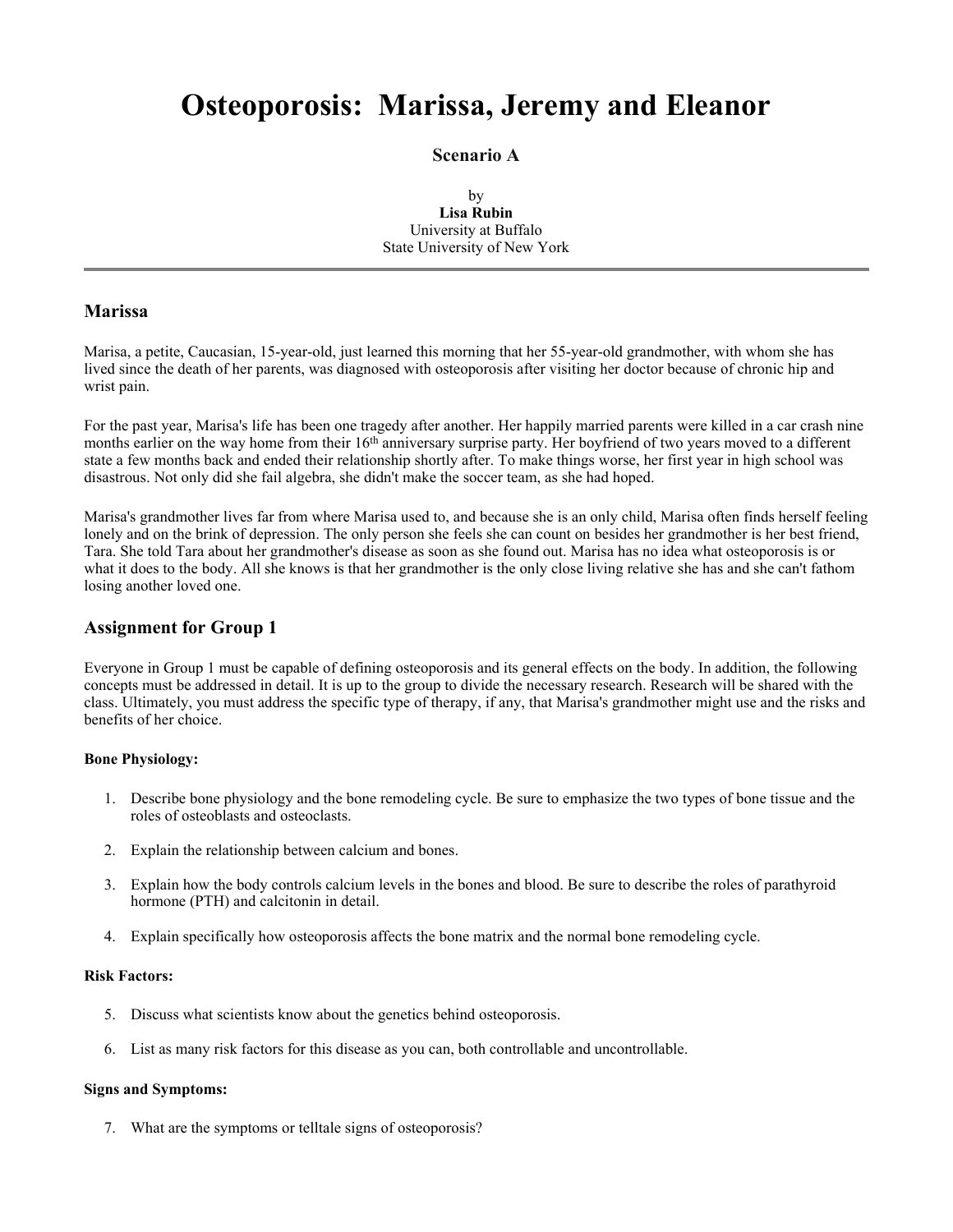# Osteoporosis: Marissa, Jeremy and Eleanor

### Scenario A

by
**Lisa Rubin**
University at Buffalo
State University of New York

---

## Marissa

Marisa, a petite, Caucasian, 15-year-old, just learned this morning that her 55-year-old grandmother, with whom she has lived since the death of her parents, was diagnosed with osteoporosis after visiting her doctor because of chronic hip and wrist pain.

For the past year, Marisa's life has been one tragedy after another. Her happily married parents were killed in a car crash nine months earlier on the way home from their 16th anniversary surprise party. Her boyfriend of two years moved to a different state a few months back and ended their relationship shortly after. To make things worse, her first year in high school was disastrous. Not only did she fail algebra, she didn't make the soccer team, as she had hoped.

Marisa's grandmother lives far from where Marisa used to, and because she is an only child, Marisa often finds herself feeling lonely and on the brink of depression. The only person she feels she can count on besides her grandmother is her best friend, Tara. She told Tara about her grandmother's disease as soon as she found out. Marisa has no idea what osteoporosis is or what it does to the body. All she knows is that her grandmother is the only close living relative she has and she can't fathom losing another loved one.

## Assignment for Group 1

Everyone in Group 1 must be capable of defining osteoporosis and its general effects on the body. In addition, the following concepts must be addressed in detail. It is up to the group to divide the necessary research. Research will be shared with the class. Ultimately, you must address the specific type of therapy, if any, that Marisa's grandmother might use and the risks and benefits of her choice.

#### Bone Physiology:

1. Describe bone physiology and the bone remodeling cycle. Be sure to emphasize the two types of bone tissue and the roles of osteoblasts and osteoclasts.
2. Explain the relationship between calcium and bones.
3. Explain how the body controls calcium levels in the bones and blood. Be sure to describe the roles of parathyroid hormone (PTH) and calcitonin in detail.
4. Explain specifically how osteoporosis affects the bone matrix and the normal bone remodeling cycle.

#### Risk Factors:

5. Discuss what scientists know about the genetics behind osteoporosis.
6. List as many risk factors for this disease as you can, both controllable and uncontrollable.

#### Signs and Symptoms:

7. What are the symptoms or telltale signs of osteoporosis?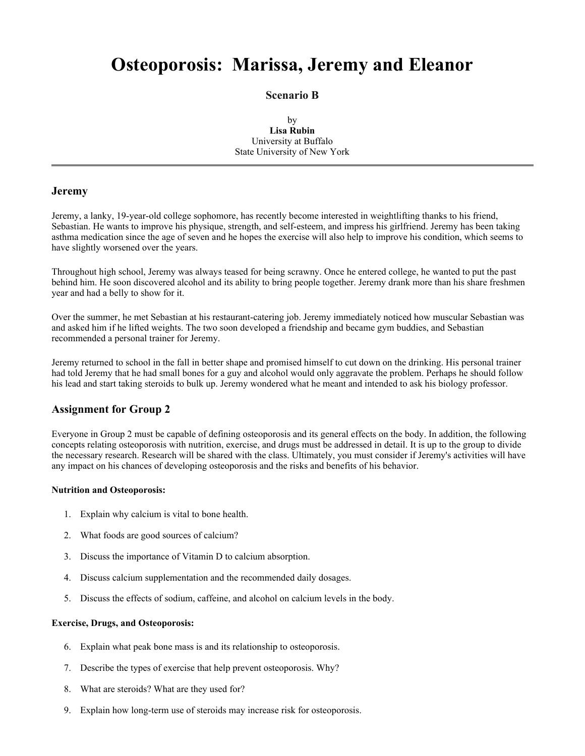# Osteoporosis: Marissa, Jeremy and Eleanor

### Scenario B

by
**Lisa Rubin**
University at Buffalo
State University of New York

---

## Jeremy

Jeremy, a lanky, 19-year-old college sophomore, has recently become interested in weightlifting thanks to his friend, Sebastian. He wants to improve his physique, strength, and self-esteem, and impress his girlfriend. Jeremy has been taking asthma medication since the age of seven and he hopes the exercise will also help to improve his condition, which seems to have slightly worsened over the years.

Throughout high school, Jeremy was always teased for being scrawny. Once he entered college, he wanted to put the past behind him. He soon discovered alcohol and its ability to bring people together. Jeremy drank more than his share freshmen year and had a belly to show for it.

Over the summer, he met Sebastian at his restaurant-catering job. Jeremy immediately noticed how muscular Sebastian was and asked him if he lifted weights. The two soon developed a friendship and became gym buddies, and Sebastian recommended a personal trainer for Jeremy.

Jeremy returned to school in the fall in better shape and promised himself to cut down on the drinking. His personal trainer had told Jeremy that he had small bones for a guy and alcohol would only aggravate the problem. Perhaps he should follow his lead and start taking steroids to bulk up. Jeremy wondered what he meant and intended to ask his biology professor.

## Assignment for Group 2

Everyone in Group 2 must be capable of defining osteoporosis and its general effects on the body. In addition, the following concepts relating osteoporosis with nutrition, exercise, and drugs must be addressed in detail. It is up to the group to divide the necessary research. Research will be shared with the class. Ultimately, you must consider if Jeremy's activities will have any impact on his chances of developing osteoporosis and the risks and benefits of his behavior.

#### Nutrition and Osteoporosis:

1. Explain why calcium is vital to bone health.
2. What foods are good sources of calcium?
3. Discuss the importance of Vitamin D to calcium absorption.
4. Discuss calcium supplementation and the recommended daily dosages.
5. Discuss the effects of sodium, caffeine, and alcohol on calcium levels in the body.

#### Exercise, Drugs, and Osteoporosis:

6. Explain what peak bone mass is and its relationship to osteoporosis.
7. Describe the types of exercise that help prevent osteoporosis. Why?
8. What are steroids? What are they used for?
9. Explain how long-term use of steroids may increase risk for osteoporosis.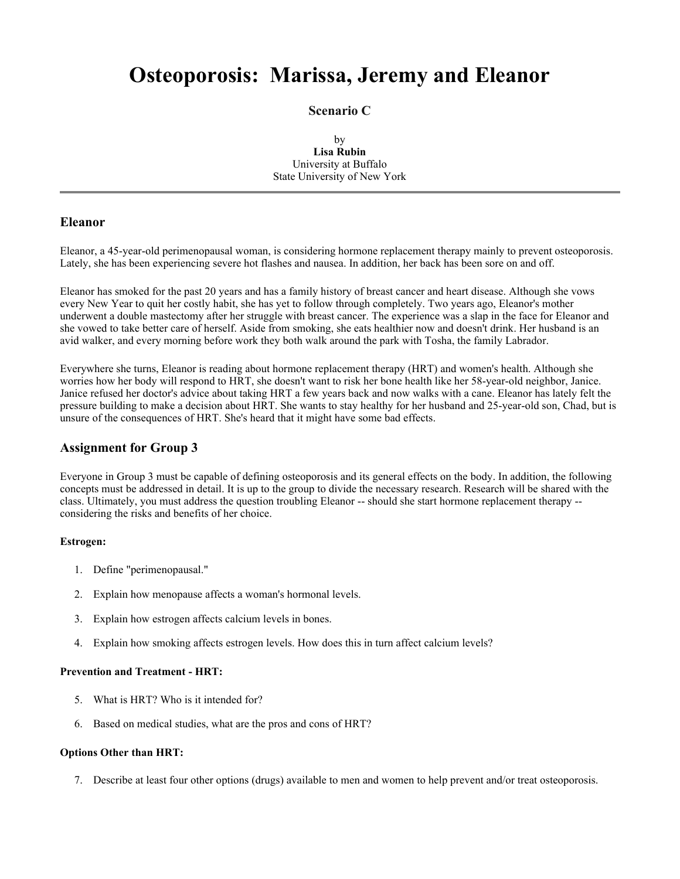# Osteoporosis: Marissa, Jeremy and Eleanor

### Scenario C

by
**Lisa Rubin**
University at Buffalo
State University of New York

---

## Eleanor

Eleanor, a 45-year-old perimenopausal woman, is considering hormone replacement therapy mainly to prevent osteoporosis. Lately, she has been experiencing severe hot flashes and nausea. In addition, her back has been sore on and off.

Eleanor has smoked for the past 20 years and has a family history of breast cancer and heart disease. Although she vows every New Year to quit her costly habit, she has yet to follow through completely. Two years ago, Eleanor's mother underwent a double mastectomy after her struggle with breast cancer. The experience was a slap in the face for Eleanor and she vowed to take better care of herself. Aside from smoking, she eats healthier now and doesn't drink. Her husband is an avid walker, and every morning before work they both walk around the park with Tosha, the family Labrador.

Everywhere she turns, Eleanor is reading about hormone replacement therapy (HRT) and women's health. Although she worries how her body will respond to HRT, she doesn't want to risk her bone health like her 58-year-old neighbor, Janice. Janice refused her doctor's advice about taking HRT a few years back and now walks with a cane. Eleanor has lately felt the pressure building to make a decision about HRT. She wants to stay healthy for her husband and 25-year-old son, Chad, but is unsure of the consequences of HRT. She's heard that it might have some bad effects.

## Assignment for Group 3

Everyone in Group 3 must be capable of defining osteoporosis and its general effects on the body. In addition, the following concepts must be addressed in detail. It is up to the group to divide the necessary research. Research will be shared with the class. Ultimately, you must address the question troubling Eleanor -- should she start hormone replacement therapy -- considering the risks and benefits of her choice.

**Estrogen:**

1. Define "perimenopausal."
2. Explain how menopause affects a woman's hormonal levels.
3. Explain how estrogen affects calcium levels in bones.
4. Explain how smoking affects estrogen levels. How does this in turn affect calcium levels?

**Prevention and Treatment - HRT:**

5. What is HRT? Who is it intended for?
6. Based on medical studies, what are the pros and cons of HRT?

**Options Other than HRT:**

7. Describe at least four other options (drugs) available to men and women to help prevent and/or treat osteoporosis.